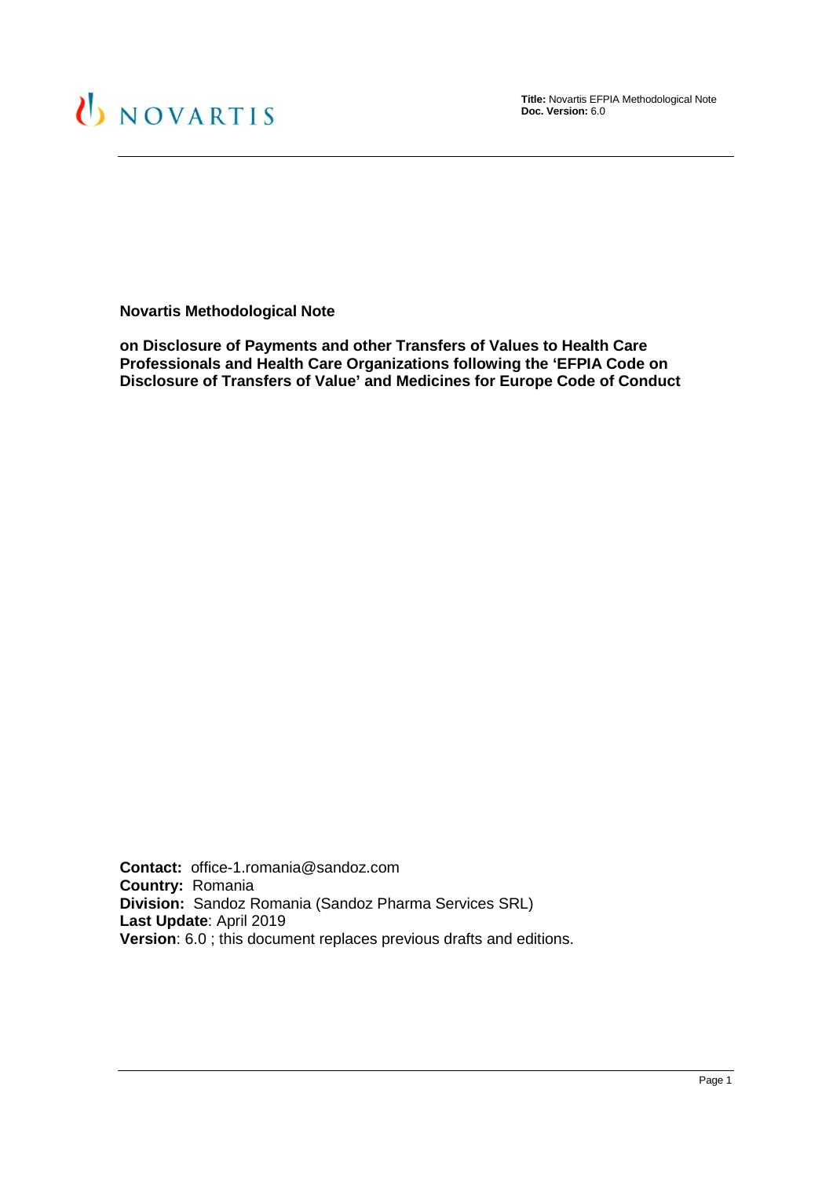**Title:** Novartis EFPIA Methodological Note
**Doc. Version:** 6.0

# Novartis Methodological Note

## on Disclosure of Payments and other Transfers of Values to Health Care Professionals and Health Care Organizations following the 'EFPIA Code on Disclosure of Transfers of Value' and Medicines for Europe Code of Conduct

**Contact:** office-1.romania@sandoz.com
**Country:** Romania
**Division:** Sandoz Romania (Sandoz Pharma Services SRL)
**Last Update**: April 2019
**Version**: 6.0 ; this document replaces previous drafts and editions.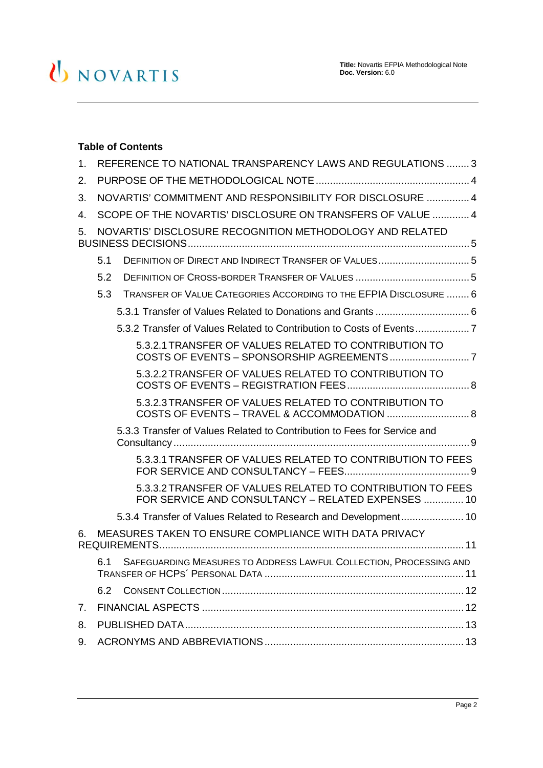## Table of Contents

1. REFERENCE TO NATIONAL TRANSPARENCY LAWS AND REGULATIONS ........ 3
2. PURPOSE OF THE METHODOLOGICAL NOTE ........ 4
3. NOVARTIS' COMMITMENT AND RESPONSIBILITY FOR DISCLOSURE ........ 4
4. SCOPE OF THE NOVARTIS' DISCLOSURE ON TRANSFERS OF VALUE ........ 4
5. NOVARTIS' DISCLOSURE RECOGNITION METHODOLOGY AND RELATED BUSINESS DECISIONS ........ 5
   - 5.1 DEFINITION OF DIRECT AND INDIRECT TRANSFER OF VALUES ........ 5
   - 5.2 DEFINITION OF CROSS-BORDER TRANSFER OF VALUES ........ 5
   - 5.3 TRANSFER OF VALUE CATEGORIES ACCORDING TO THE EFPIA DISCLOSURE ........ 6
     - 5.3.1 Transfer of Values Related to Donations and Grants ........ 6
     - 5.3.2 Transfer of Values Related to Contribution to Costs of Events ........ 7
       - 5.3.2.1 TRANSFER OF VALUES RELATED TO CONTRIBUTION TO COSTS OF EVENTS – SPONSORSHIP AGREEMENTS ........ 7
       - 5.3.2.2 TRANSFER OF VALUES RELATED TO CONTRIBUTION TO COSTS OF EVENTS – REGISTRATION FEES ........ 8
       - 5.3.2.3 TRANSFER OF VALUES RELATED TO CONTRIBUTION TO COSTS OF EVENTS – TRAVEL & ACCOMMODATION ........ 8
     - 5.3.3 Transfer of Values Related to Contribution to Fees for Service and Consultancy ........ 9
       - 5.3.3.1 TRANSFER OF VALUES RELATED TO CONTRIBUTION TO FEES FOR SERVICE AND CONSULTANCY – FEES ........ 9
       - 5.3.3.2 TRANSFER OF VALUES RELATED TO CONTRIBUTION TO FEES FOR SERVICE AND CONSULTANCY – RELATED EXPENSES ........ 10
     - 5.3.4 Transfer of Values Related to Research and Development ........ 10
6. MEASURES TAKEN TO ENSURE COMPLIANCE WITH DATA PRIVACY REQUIREMENTS ........ 11
   - 6.1 SAFEGUARDING MEASURES TO ADDRESS LAWFUL COLLECTION, PROCESSING AND TRANSFER OF HCPS´ PERSONAL DATA ........ 11
   - 6.2 CONSENT COLLECTION ........ 12
7. FINANCIAL ASPECTS ........ 12
8. PUBLISHED DATA ........ 13
9. ACRONYMS AND ABBREVIATIONS ........ 13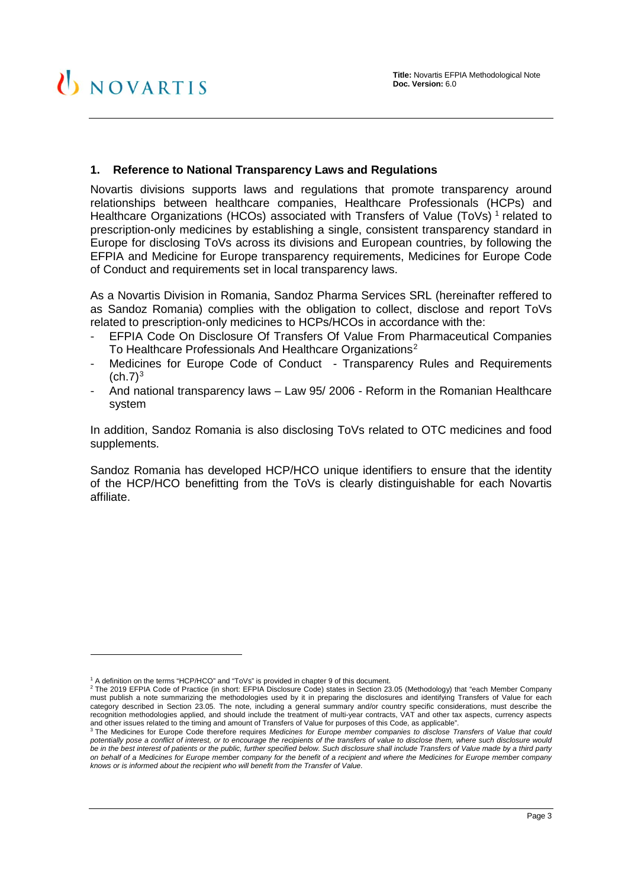## 1. Reference to National Transparency Laws and Regulations

Novartis divisions supports laws and regulations that promote transparency around relationships between healthcare companies, Healthcare Professionals (HCPs) and Healthcare Organizations (HCOs) associated with Transfers of Value (ToVs) [1] related to prescription-only medicines by establishing a single, consistent transparency standard in Europe for disclosing ToVs across its divisions and European countries, by following the EFPIA and Medicine for Europe transparency requirements, Medicines for Europe Code of Conduct and requirements set in local transparency laws.

As a Novartis Division in Romania, Sandoz Pharma Services SRL (hereinafter reffered to as Sandoz Romania) complies with the obligation to collect, disclose and report ToVs related to prescription-only medicines to HCPs/HCOs in accordance with the:

- EFPIA Code On Disclosure Of Transfers Of Value From Pharmaceutical Companies To Healthcare Professionals And Healthcare Organizations[2]
- Medicines for Europe Code of Conduct - Transparency Rules and Requirements (ch.7)[3]
- And national transparency laws – Law 95/ 2006 - Reform in the Romanian Healthcare system

In addition, Sandoz Romania is also disclosing ToVs related to OTC medicines and food supplements.

Sandoz Romania has developed HCP/HCO unique identifiers to ensure that the identity of the HCP/HCO benefitting from the ToVs is clearly distinguishable for each Novartis affiliate.

---

[1] A definition on the terms "HCP/HCO" and "ToVs" is provided in chapter 9 of this document.

[2] The 2019 EFPIA Code of Practice (in short: EFPIA Disclosure Code) states in Section 23.05 (Methodology) that "each Member Company must publish a note summarizing the methodologies used by it in preparing the disclosures and identifying Transfers of Value for each category described in Section 23.05. The note, including a general summary and/or country specific considerations, must describe the recognition methodologies applied, and should include the treatment of multi-year contracts, VAT and other tax aspects, currency aspects and other issues related to the timing and amount of Transfers of Value for purposes of this Code, as applicable".

[3] The Medicines for Europe Code therefore requires *Medicines for Europe member companies to disclose Transfers of Value that could potentially pose a conflict of interest, or to encourage the recipients of the transfers of value to disclose them, where such disclosure would be in the best interest of patients or the public, further specified below. Such disclosure shall include Transfers of Value made by a third party on behalf of a Medicines for Europe member company for the benefit of a recipient and where the Medicines for Europe member company knows or is informed about the recipient who will benefit from the Transfer of Value.*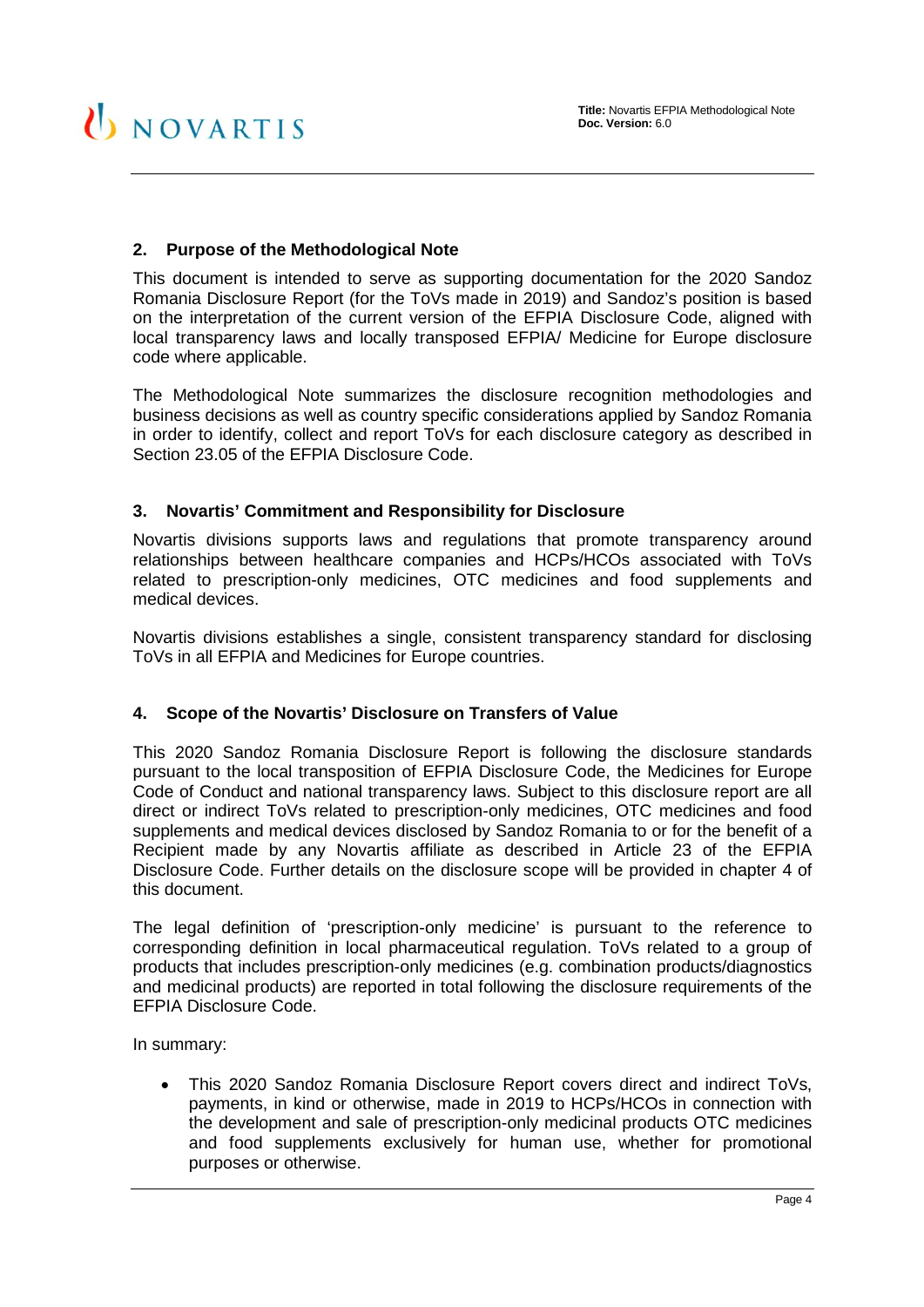## 2. Purpose of the Methodological Note

This document is intended to serve as supporting documentation for the 2020 Sandoz Romania Disclosure Report (for the ToVs made in 2019) and Sandoz's position is based on the interpretation of the current version of the EFPIA Disclosure Code, aligned with local transparency laws and locally transposed EFPIA/ Medicine for Europe disclosure code where applicable.

The Methodological Note summarizes the disclosure recognition methodologies and business decisions as well as country specific considerations applied by Sandoz Romania in order to identify, collect and report ToVs for each disclosure category as described in Section 23.05 of the EFPIA Disclosure Code.

## 3. Novartis' Commitment and Responsibility for Disclosure

Novartis divisions supports laws and regulations that promote transparency around relationships between healthcare companies and HCPs/HCOs associated with ToVs related to prescription-only medicines, OTC medicines and food supplements and medical devices.

Novartis divisions establishes a single, consistent transparency standard for disclosing ToVs in all EFPIA and Medicines for Europe countries.

## 4. Scope of the Novartis' Disclosure on Transfers of Value

This 2020 Sandoz Romania Disclosure Report is following the disclosure standards pursuant to the local transposition of EFPIA Disclosure Code, the Medicines for Europe Code of Conduct and national transparency laws. Subject to this disclosure report are all direct or indirect ToVs related to prescription-only medicines, OTC medicines and food supplements and medical devices disclosed by Sandoz Romania to or for the benefit of a Recipient made by any Novartis affiliate as described in Article 23 of the EFPIA Disclosure Code. Further details on the disclosure scope will be provided in chapter 4 of this document.

The legal definition of 'prescription-only medicine' is pursuant to the reference to corresponding definition in local pharmaceutical regulation. ToVs related to a group of products that includes prescription-only medicines (e.g. combination products/diagnostics and medicinal products) are reported in total following the disclosure requirements of the EFPIA Disclosure Code.

In summary:

- This 2020 Sandoz Romania Disclosure Report covers direct and indirect ToVs, payments, in kind or otherwise, made in 2019 to HCPs/HCOs in connection with the development and sale of prescription-only medicinal products OTC medicines and food supplements exclusively for human use, whether for promotional purposes or otherwise.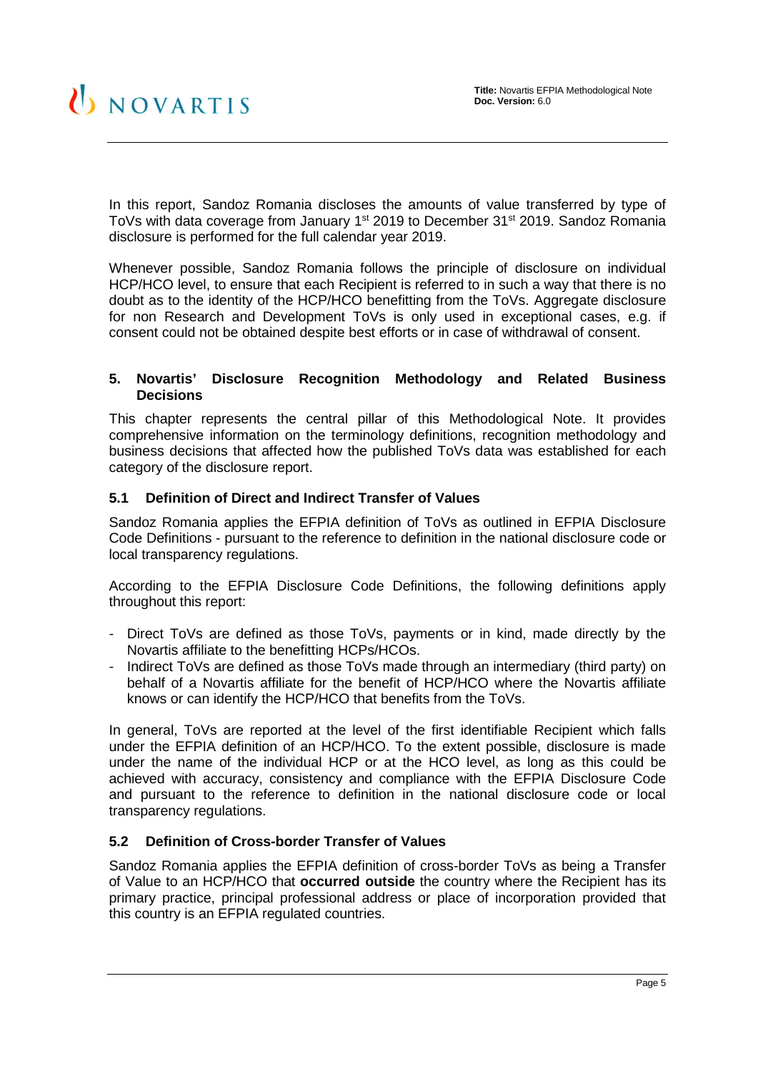In this report, Sandoz Romania discloses the amounts of value transferred by type of ToVs with data coverage from January 1st 2019 to December 31st 2019. Sandoz Romania disclosure is performed for the full calendar year 2019.

Whenever possible, Sandoz Romania follows the principle of disclosure on individual HCP/HCO level, to ensure that each Recipient is referred to in such a way that there is no doubt as to the identity of the HCP/HCO benefitting from the ToVs. Aggregate disclosure for non Research and Development ToVs is only used in exceptional cases, e.g. if consent could not be obtained despite best efforts or in case of withdrawal of consent.

## 5. Novartis' Disclosure Recognition Methodology and Related Business Decisions

This chapter represents the central pillar of this Methodological Note. It provides comprehensive information on the terminology definitions, recognition methodology and business decisions that affected how the published ToVs data was established for each category of the disclosure report.

### 5.1 Definition of Direct and Indirect Transfer of Values

Sandoz Romania applies the EFPIA definition of ToVs as outlined in EFPIA Disclosure Code Definitions - pursuant to the reference to definition in the national disclosure code or local transparency regulations.

According to the EFPIA Disclosure Code Definitions, the following definitions apply throughout this report:

- Direct ToVs are defined as those ToVs, payments or in kind, made directly by the Novartis affiliate to the benefitting HCPs/HCOs.
- Indirect ToVs are defined as those ToVs made through an intermediary (third party) on behalf of a Novartis affiliate for the benefit of HCP/HCO where the Novartis affiliate knows or can identify the HCP/HCO that benefits from the ToVs.

In general, ToVs are reported at the level of the first identifiable Recipient which falls under the EFPIA definition of an HCP/HCO. To the extent possible, disclosure is made under the name of the individual HCP or at the HCO level, as long as this could be achieved with accuracy, consistency and compliance with the EFPIA Disclosure Code and pursuant to the reference to definition in the national disclosure code or local transparency regulations.

### 5.2 Definition of Cross-border Transfer of Values

Sandoz Romania applies the EFPIA definition of cross-border ToVs as being a Transfer of Value to an HCP/HCO that **occurred outside** the country where the Recipient has its primary practice, principal professional address or place of incorporation provided that this country is an EFPIA regulated countries.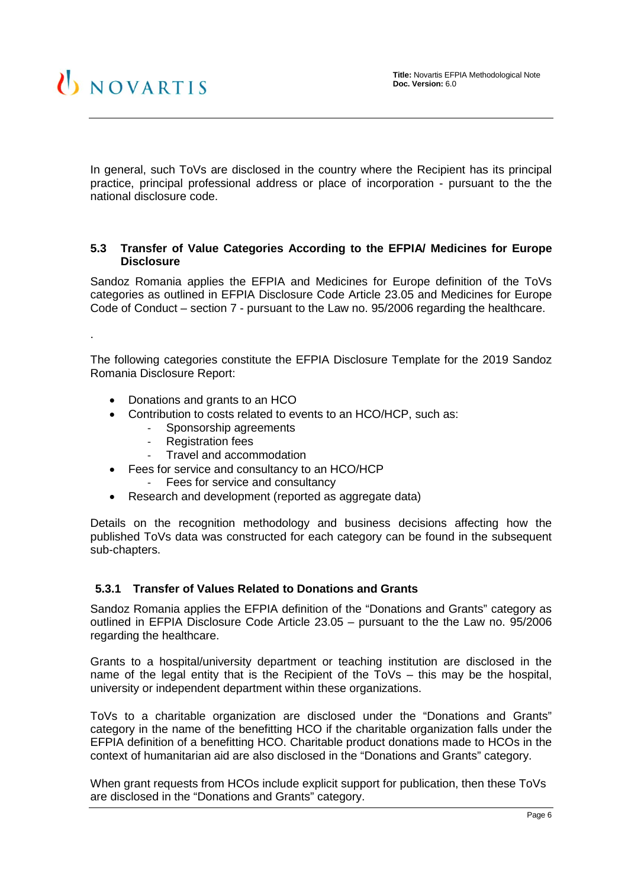In general, such ToVs are disclosed in the country where the Recipient has its principal practice, principal professional address or place of incorporation - pursuant to the the national disclosure code.

### 5.3 Transfer of Value Categories According to the EFPIA/ Medicines for Europe Disclosure

Sandoz Romania applies the EFPIA and Medicines for Europe definition of the ToVs categories as outlined in EFPIA Disclosure Code Article 23.05 and Medicines for Europe Code of Conduct – section 7 - pursuant to the Law no. 95/2006 regarding the healthcare.

.

The following categories constitute the EFPIA Disclosure Template for the 2019 Sandoz Romania Disclosure Report:

- Donations and grants to an HCO
- Contribution to costs related to events to an HCO/HCP, such as:
  - Sponsorship agreements
  - Registration fees
  - Travel and accommodation
- Fees for service and consultancy to an HCO/HCP
  - Fees for service and consultancy
- Research and development (reported as aggregate data)

Details on the recognition methodology and business decisions affecting how the published ToVs data was constructed for each category can be found in the subsequent sub-chapters.

#### 5.3.1 Transfer of Values Related to Donations and Grants

Sandoz Romania applies the EFPIA definition of the "Donations and Grants" category as outlined in EFPIA Disclosure Code Article 23.05 – pursuant to the the Law no. 95/2006 regarding the healthcare.

Grants to a hospital/university department or teaching institution are disclosed in the name of the legal entity that is the Recipient of the ToVs – this may be the hospital, university or independent department within these organizations.

ToVs to a charitable organization are disclosed under the "Donations and Grants" category in the name of the benefitting HCO if the charitable organization falls under the EFPIA definition of a benefitting HCO. Charitable product donations made to HCOs in the context of humanitarian aid are also disclosed in the "Donations and Grants" category.

When grant requests from HCOs include explicit support for publication, then these ToVs are disclosed in the "Donations and Grants" category.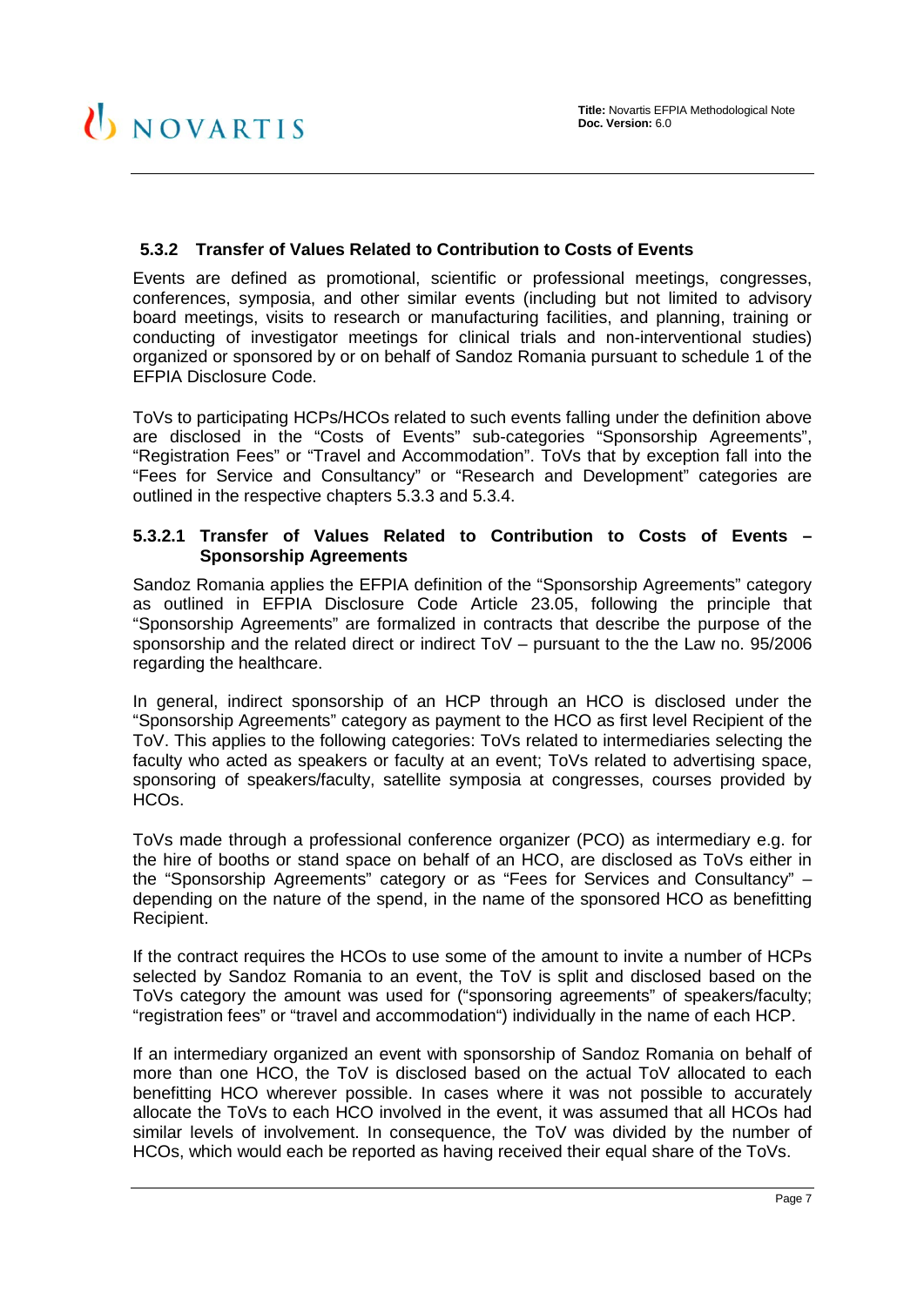### 5.3.2 Transfer of Values Related to Contribution to Costs of Events

Events are defined as promotional, scientific or professional meetings, congresses, conferences, symposia, and other similar events (including but not limited to advisory board meetings, visits to research or manufacturing facilities, and planning, training or conducting of investigator meetings for clinical trials and non-interventional studies) organized or sponsored by or on behalf of Sandoz Romania pursuant to schedule 1 of the EFPIA Disclosure Code.

ToVs to participating HCPs/HCOs related to such events falling under the definition above are disclosed in the "Costs of Events" sub-categories "Sponsorship Agreements", "Registration Fees" or "Travel and Accommodation". ToVs that by exception fall into the "Fees for Service and Consultancy" or "Research and Development" categories are outlined in the respective chapters 5.3.3 and 5.3.4.

#### 5.3.2.1 Transfer of Values Related to Contribution to Costs of Events – Sponsorship Agreements

Sandoz Romania applies the EFPIA definition of the "Sponsorship Agreements" category as outlined in EFPIA Disclosure Code Article 23.05, following the principle that "Sponsorship Agreements" are formalized in contracts that describe the purpose of the sponsorship and the related direct or indirect ToV – pursuant to the the Law no. 95/2006 regarding the healthcare.

In general, indirect sponsorship of an HCP through an HCO is disclosed under the "Sponsorship Agreements" category as payment to the HCO as first level Recipient of the ToV. This applies to the following categories: ToVs related to intermediaries selecting the faculty who acted as speakers or faculty at an event; ToVs related to advertising space, sponsoring of speakers/faculty, satellite symposia at congresses, courses provided by HCOs.

ToVs made through a professional conference organizer (PCO) as intermediary e.g. for the hire of booths or stand space on behalf of an HCO, are disclosed as ToVs either in the "Sponsorship Agreements" category or as "Fees for Services and Consultancy" – depending on the nature of the spend, in the name of the sponsored HCO as benefitting Recipient.

If the contract requires the HCOs to use some of the amount to invite a number of HCPs selected by Sandoz Romania to an event, the ToV is split and disclosed based on the ToVs category the amount was used for ("sponsoring agreements" of speakers/faculty; "registration fees" or "travel and accommodation") individually in the name of each HCP.

If an intermediary organized an event with sponsorship of Sandoz Romania on behalf of more than one HCO, the ToV is disclosed based on the actual ToV allocated to each benefitting HCO wherever possible. In cases where it was not possible to accurately allocate the ToVs to each HCO involved in the event, it was assumed that all HCOs had similar levels of involvement. In consequence, the ToV was divided by the number of HCOs, which would each be reported as having received their equal share of the ToVs.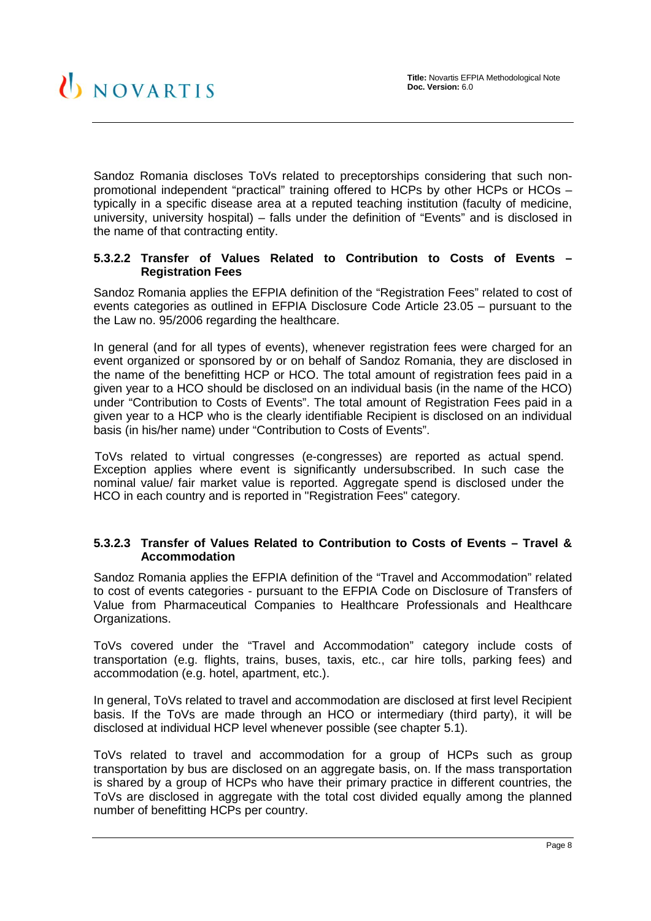Sandoz Romania discloses ToVs related to preceptorships considering that such non-promotional independent "practical" training offered to HCPs by other HCPs or HCOs – typically in a specific disease area at a reputed teaching institution (faculty of medicine, university, university hospital) – falls under the definition of "Events" and is disclosed in the name of that contracting entity.

#### 5.3.2.2 Transfer of Values Related to Contribution to Costs of Events – Registration Fees

Sandoz Romania applies the EFPIA definition of the "Registration Fees" related to cost of events categories as outlined in EFPIA Disclosure Code Article 23.05 – pursuant to the the Law no. 95/2006 regarding the healthcare.

In general (and for all types of events), whenever registration fees were charged for an event organized or sponsored by or on behalf of Sandoz Romania, they are disclosed in the name of the benefitting HCP or HCO. The total amount of registration fees paid in a given year to a HCO should be disclosed on an individual basis (in the name of the HCO) under "Contribution to Costs of Events". The total amount of Registration Fees paid in a given year to a HCP who is the clearly identifiable Recipient is disclosed on an individual basis (in his/her name) under "Contribution to Costs of Events".

ToVs related to virtual congresses (e-congresses) are reported as actual spend. Exception applies where event is significantly undersubscribed. In such case the nominal value/ fair market value is reported. Aggregate spend is disclosed under the HCO in each country and is reported in "Registration Fees" category.

#### 5.3.2.3 Transfer of Values Related to Contribution to Costs of Events – Travel & Accommodation

Sandoz Romania applies the EFPIA definition of the "Travel and Accommodation" related to cost of events categories - pursuant to the EFPIA Code on Disclosure of Transfers of Value from Pharmaceutical Companies to Healthcare Professionals and Healthcare Organizations.

ToVs covered under the "Travel and Accommodation" category include costs of transportation (e.g. flights, trains, buses, taxis, etc., car hire tolls, parking fees) and accommodation (e.g. hotel, apartment, etc.).

In general, ToVs related to travel and accommodation are disclosed at first level Recipient basis. If the ToVs are made through an HCO or intermediary (third party), it will be disclosed at individual HCP level whenever possible (see chapter 5.1).

ToVs related to travel and accommodation for a group of HCPs such as group transportation by bus are disclosed on an aggregate basis, on. If the mass transportation is shared by a group of HCPs who have their primary practice in different countries, the ToVs are disclosed in aggregate with the total cost divided equally among the planned number of benefitting HCPs per country.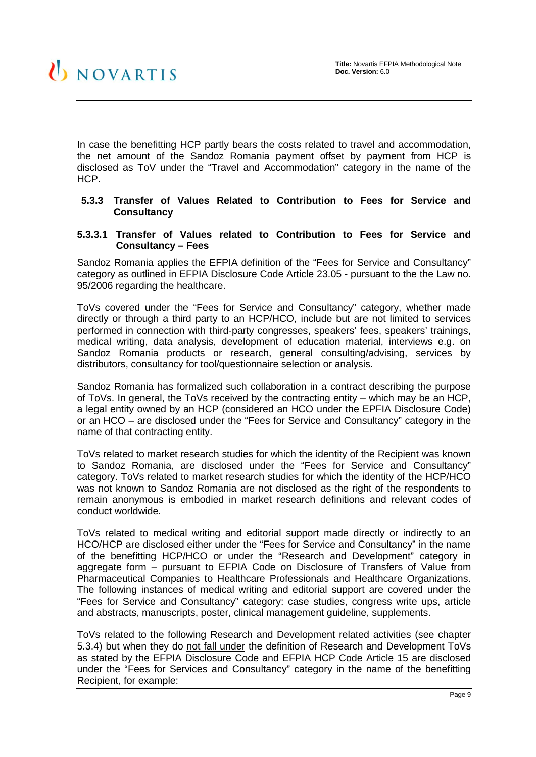In case the benefitting HCP partly bears the costs related to travel and accommodation, the net amount of the Sandoz Romania payment offset by payment from HCP is disclosed as ToV under the "Travel and Accommodation" category in the name of the HCP.

### 5.3.3 Transfer of Values Related to Contribution to Fees for Service and Consultancy

#### 5.3.3.1 Transfer of Values related to Contribution to Fees for Service and Consultancy – Fees

Sandoz Romania applies the EFPIA definition of the "Fees for Service and Consultancy" category as outlined in EFPIA Disclosure Code Article 23.05 - pursuant to the the Law no. 95/2006 regarding the healthcare.

ToVs covered under the "Fees for Service and Consultancy" category, whether made directly or through a third party to an HCP/HCO, include but are not limited to services performed in connection with third-party congresses, speakers' fees, speakers' trainings, medical writing, data analysis, development of education material, interviews e.g. on Sandoz Romania products or research, general consulting/advising, services by distributors, consultancy for tool/questionnaire selection or analysis.

Sandoz Romania has formalized such collaboration in a contract describing the purpose of ToVs. In general, the ToVs received by the contracting entity – which may be an HCP, a legal entity owned by an HCP (considered an HCO under the EPFIA Disclosure Code) or an HCO – are disclosed under the "Fees for Service and Consultancy" category in the name of that contracting entity.

ToVs related to market research studies for which the identity of the Recipient was known to Sandoz Romania, are disclosed under the "Fees for Service and Consultancy" category. ToVs related to market research studies for which the identity of the HCP/HCO was not known to Sandoz Romania are not disclosed as the right of the respondents to remain anonymous is embodied in market research definitions and relevant codes of conduct worldwide.

ToVs related to medical writing and editorial support made directly or indirectly to an HCO/HCP are disclosed either under the "Fees for Service and Consultancy" in the name of the benefitting HCP/HCO or under the "Research and Development" category in aggregate form – pursuant to EFPIA Code on Disclosure of Transfers of Value from Pharmaceutical Companies to Healthcare Professionals and Healthcare Organizations. The following instances of medical writing and editorial support are covered under the "Fees for Service and Consultancy" category: case studies, congress write ups, article and abstracts, manuscripts, poster, clinical management guideline, supplements.

ToVs related to the following Research and Development related activities (see chapter 5.3.4) but when they do not fall under the definition of Research and Development ToVs as stated by the EFPIA Disclosure Code and EFPIA HCP Code Article 15 are disclosed under the "Fees for Services and Consultancy" category in the name of the benefitting Recipient, for example: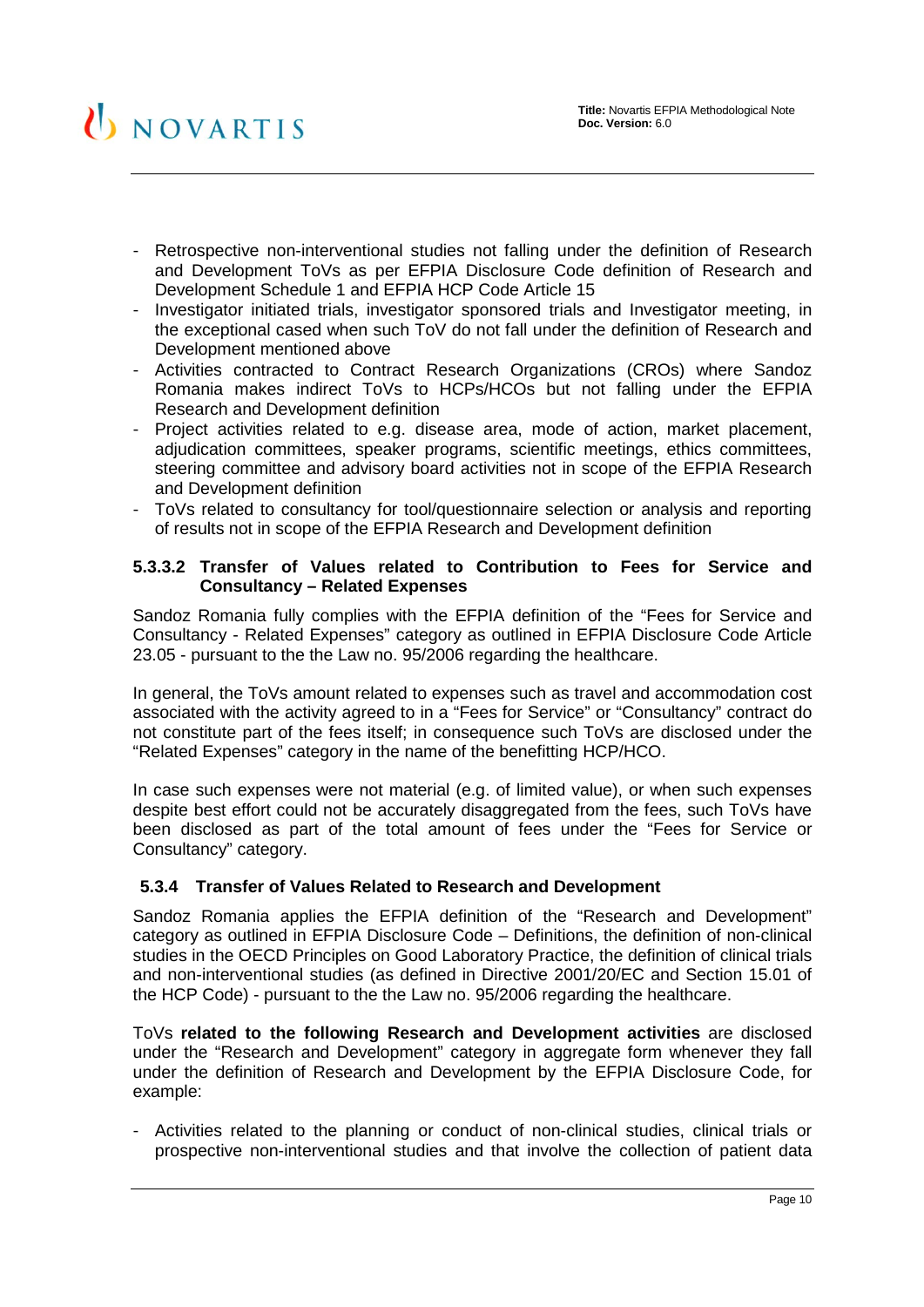- Retrospective non-interventional studies not falling under the definition of Research and Development ToVs as per EFPIA Disclosure Code definition of Research and Development Schedule 1 and EFPIA HCP Code Article 15
- Investigator initiated trials, investigator sponsored trials and Investigator meeting, in the exceptional cased when such ToV do not fall under the definition of Research and Development mentioned above
- Activities contracted to Contract Research Organizations (CROs) where Sandoz Romania makes indirect ToVs to HCPs/HCOs but not falling under the EFPIA Research and Development definition
- Project activities related to e.g. disease area, mode of action, market placement, adjudication committees, speaker programs, scientific meetings, ethics committees, steering committee and advisory board activities not in scope of the EFPIA Research and Development definition
- ToVs related to consultancy for tool/questionnaire selection or analysis and reporting of results not in scope of the EFPIA Research and Development definition

#### 5.3.3.2 Transfer of Values related to Contribution to Fees for Service and Consultancy – Related Expenses

Sandoz Romania fully complies with the EFPIA definition of the "Fees for Service and Consultancy - Related Expenses" category as outlined in EFPIA Disclosure Code Article 23.05 - pursuant to the the Law no. 95/2006 regarding the healthcare.

In general, the ToVs amount related to expenses such as travel and accommodation cost associated with the activity agreed to in a "Fees for Service" or "Consultancy" contract do not constitute part of the fees itself; in consequence such ToVs are disclosed under the "Related Expenses" category in the name of the benefitting HCP/HCO.

In case such expenses were not material (e.g. of limited value), or when such expenses despite best effort could not be accurately disaggregated from the fees, such ToVs have been disclosed as part of the total amount of fees under the "Fees for Service or Consultancy" category.

### 5.3.4 Transfer of Values Related to Research and Development

Sandoz Romania applies the EFPIA definition of the "Research and Development" category as outlined in EFPIA Disclosure Code – Definitions, the definition of non-clinical studies in the OECD Principles on Good Laboratory Practice, the definition of clinical trials and non-interventional studies (as defined in Directive 2001/20/EC and Section 15.01 of the HCP Code) - pursuant to the the Law no. 95/2006 regarding the healthcare.

ToVs **related to the following Research and Development activities** are disclosed under the "Research and Development" category in aggregate form whenever they fall under the definition of Research and Development by the EFPIA Disclosure Code, for example:

- Activities related to the planning or conduct of non-clinical studies, clinical trials or prospective non-interventional studies and that involve the collection of patient data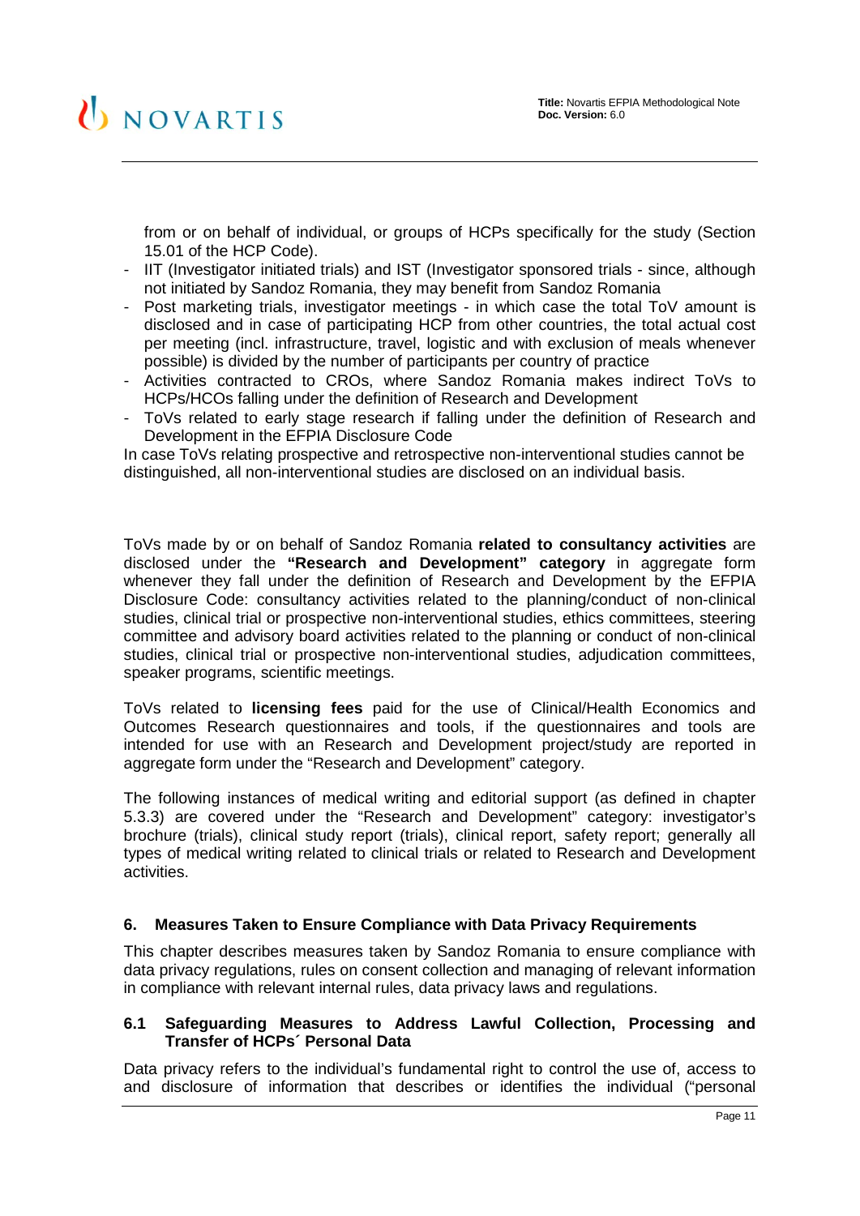from or on behalf of individual, or groups of HCPs specifically for the study (Section 15.01 of the HCP Code).

- IIT (Investigator initiated trials) and IST (Investigator sponsored trials - since, although not initiated by Sandoz Romania, they may benefit from Sandoz Romania
- Post marketing trials, investigator meetings - in which case the total ToV amount is disclosed and in case of participating HCP from other countries, the total actual cost per meeting (incl. infrastructure, travel, logistic and with exclusion of meals whenever possible) is divided by the number of participants per country of practice
- Activities contracted to CROs, where Sandoz Romania makes indirect ToVs to HCPs/HCOs falling under the definition of Research and Development
- ToVs related to early stage research if falling under the definition of Research and Development in the EFPIA Disclosure Code

In case ToVs relating prospective and retrospective non-interventional studies cannot be distinguished, all non-interventional studies are disclosed on an individual basis.

ToVs made by or on behalf of Sandoz Romania **related to consultancy activities** are disclosed under the **"Research and Development" category** in aggregate form whenever they fall under the definition of Research and Development by the EFPIA Disclosure Code: consultancy activities related to the planning/conduct of non-clinical studies, clinical trial or prospective non-interventional studies, ethics committees, steering committee and advisory board activities related to the planning or conduct of non-clinical studies, clinical trial or prospective non-interventional studies, adjudication committees, speaker programs, scientific meetings.

ToVs related to **licensing fees** paid for the use of Clinical/Health Economics and Outcomes Research questionnaires and tools, if the questionnaires and tools are intended for use with an Research and Development project/study are reported in aggregate form under the "Research and Development" category.

The following instances of medical writing and editorial support (as defined in chapter 5.3.3) are covered under the "Research and Development" category: investigator's brochure (trials), clinical study report (trials), clinical report, safety report; generally all types of medical writing related to clinical trials or related to Research and Development activities.

## 6. Measures Taken to Ensure Compliance with Data Privacy Requirements

This chapter describes measures taken by Sandoz Romania to ensure compliance with data privacy regulations, rules on consent collection and managing of relevant information in compliance with relevant internal rules, data privacy laws and regulations.

### 6.1 Safeguarding Measures to Address Lawful Collection, Processing and Transfer of HCPs´ Personal Data

Data privacy refers to the individual's fundamental right to control the use of, access to and disclosure of information that describes or identifies the individual ("personal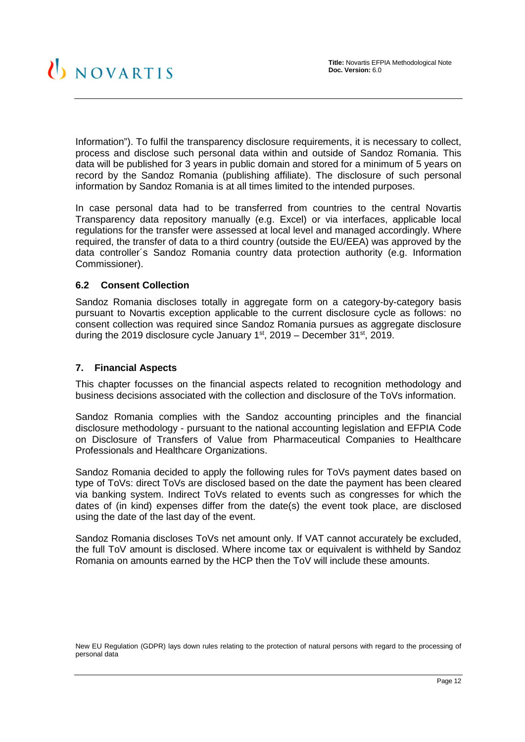Information"). To fulfil the transparency disclosure requirements, it is necessary to collect, process and disclose such personal data within and outside of Sandoz Romania. This data will be published for 3 years in public domain and stored for a minimum of 5 years on record by the Sandoz Romania (publishing affiliate). The disclosure of such personal information by Sandoz Romania is at all times limited to the intended purposes.

In case personal data had to be transferred from countries to the central Novartis Transparency data repository manually (e.g. Excel) or via interfaces, applicable local regulations for the transfer were assessed at local level and managed accordingly. Where required, the transfer of data to a third country (outside the EU/EEA) was approved by the data controller´s Sandoz Romania country data protection authority (e.g. Information Commissioner).

### 6.2 Consent Collection

Sandoz Romania discloses totally in aggregate form on a category-by-category basis pursuant to Novartis exception applicable to the current disclosure cycle as follows: no consent collection was required since Sandoz Romania pursues as aggregate disclosure during the 2019 disclosure cycle January 1st, 2019 – December 31st, 2019.

## 7. Financial Aspects

This chapter focusses on the financial aspects related to recognition methodology and business decisions associated with the collection and disclosure of the ToVs information.

Sandoz Romania complies with the Sandoz accounting principles and the financial disclosure methodology - pursuant to the national accounting legislation and EFPIA Code on Disclosure of Transfers of Value from Pharmaceutical Companies to Healthcare Professionals and Healthcare Organizations.

Sandoz Romania decided to apply the following rules for ToVs payment dates based on type of ToVs: direct ToVs are disclosed based on the date the payment has been cleared via banking system. Indirect ToVs related to events such as congresses for which the dates of (in kind) expenses differ from the date(s) the event took place, are disclosed using the date of the last day of the event.

Sandoz Romania discloses ToVs net amount only. If VAT cannot accurately be excluded, the full ToV amount is disclosed. Where income tax or equivalent is withheld by Sandoz Romania on amounts earned by the HCP then the ToV will include these amounts.

New EU Regulation (GDPR) lays down rules relating to the protection of natural persons with regard to the processing of personal data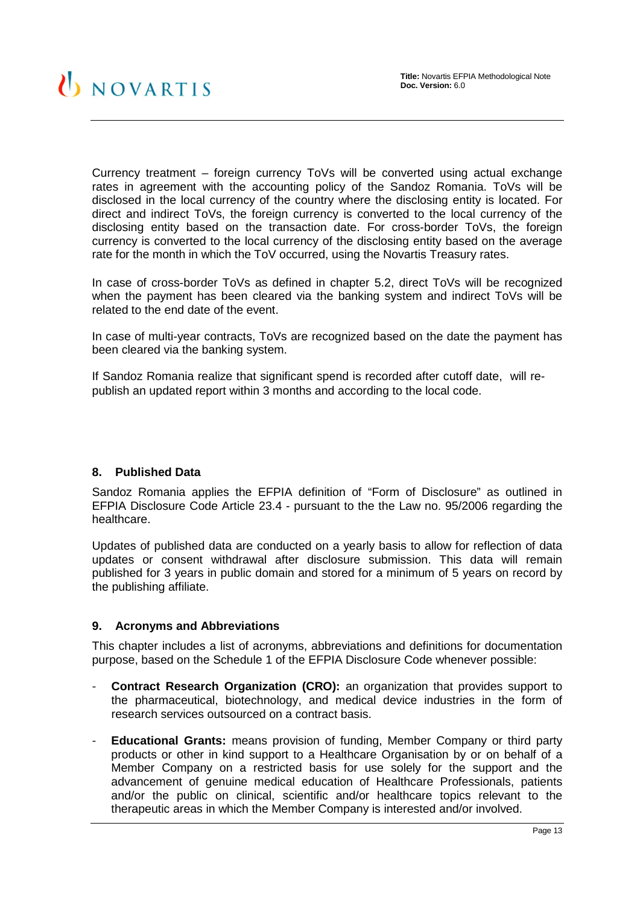Currency treatment – foreign currency ToVs will be converted using actual exchange rates in agreement with the accounting policy of the Sandoz Romania. ToVs will be disclosed in the local currency of the country where the disclosing entity is located. For direct and indirect ToVs, the foreign currency is converted to the local currency of the disclosing entity based on the transaction date. For cross-border ToVs, the foreign currency is converted to the local currency of the disclosing entity based on the average rate for the month in which the ToV occurred, using the Novartis Treasury rates.

In case of cross-border ToVs as defined in chapter 5.2, direct ToVs will be recognized when the payment has been cleared via the banking system and indirect ToVs will be related to the end date of the event.

In case of multi-year contracts, ToVs are recognized based on the date the payment has been cleared via the banking system.

If Sandoz Romania realize that significant spend is recorded after cutoff date, will re-publish an updated report within 3 months and according to the local code.

## 8. Published Data

Sandoz Romania applies the EFPIA definition of "Form of Disclosure" as outlined in EFPIA Disclosure Code Article 23.4 - pursuant to the the Law no. 95/2006 regarding the healthcare.

Updates of published data are conducted on a yearly basis to allow for reflection of data updates or consent withdrawal after disclosure submission. This data will remain published for 3 years in public domain and stored for a minimum of 5 years on record by the publishing affiliate.

## 9. Acronyms and Abbreviations

This chapter includes a list of acronyms, abbreviations and definitions for documentation purpose, based on the Schedule 1 of the EFPIA Disclosure Code whenever possible:

- **Contract Research Organization (CRO):** an organization that provides support to the pharmaceutical, biotechnology, and medical device industries in the form of research services outsourced on a contract basis.
- **Educational Grants:** means provision of funding, Member Company or third party products or other in kind support to a Healthcare Organisation by or on behalf of a Member Company on a restricted basis for use solely for the support and the advancement of genuine medical education of Healthcare Professionals, patients and/or the public on clinical, scientific and/or healthcare topics relevant to the therapeutic areas in which the Member Company is interested and/or involved.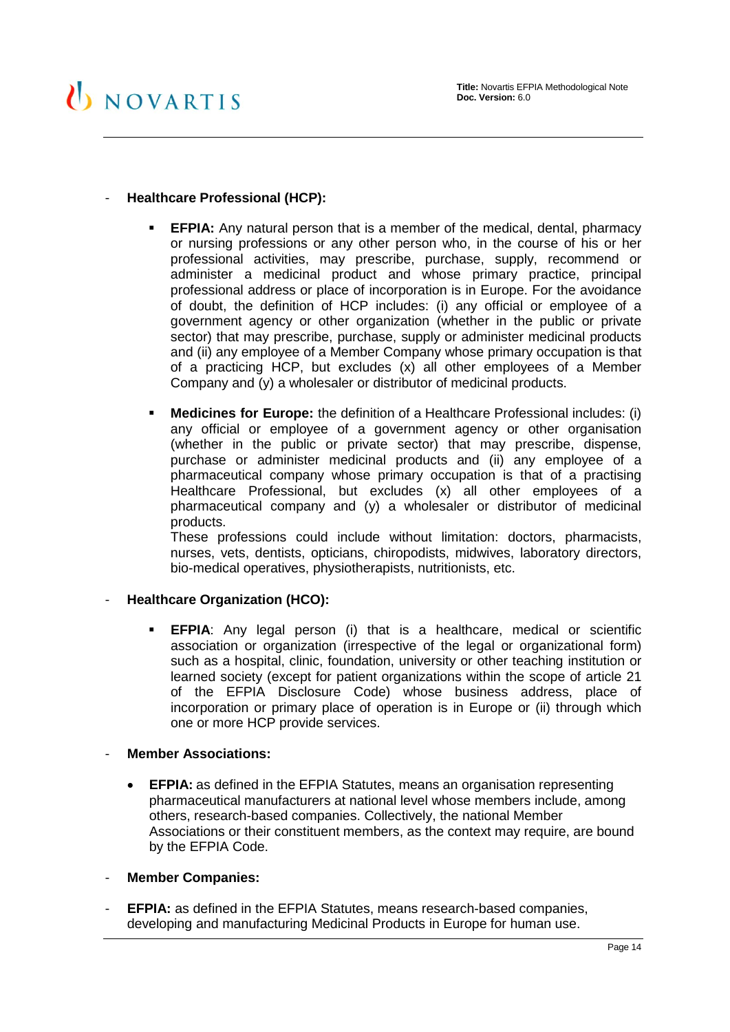- **Healthcare Professional (HCP):**

    - **EFPIA:** Any natural person that is a member of the medical, dental, pharmacy or nursing professions or any other person who, in the course of his or her professional activities, may prescribe, purchase, supply, recommend or administer a medicinal product and whose primary practice, principal professional address or place of incorporation is in Europe. For the avoidance of doubt, the definition of HCP includes: (i) any official or employee of a government agency or other organization (whether in the public or private sector) that may prescribe, purchase, supply or administer medicinal products and (ii) any employee of a Member Company whose primary occupation is that of a practicing HCP, but excludes (x) all other employees of a Member Company and (y) a wholesaler or distributor of medicinal products.

    - **Medicines for Europe:** the definition of a Healthcare Professional includes: (i) any official or employee of a government agency or other organisation (whether in the public or private sector) that may prescribe, dispense, purchase or administer medicinal products and (ii) any employee of a pharmaceutical company whose primary occupation is that of a practising Healthcare Professional, but excludes (x) all other employees of a pharmaceutical company and (y) a wholesaler or distributor of medicinal products.
      These professions could include without limitation: doctors, pharmacists, nurses, vets, dentists, opticians, chiropodists, midwives, laboratory directors, bio-medical operatives, physiotherapists, nutritionists, etc.

- **Healthcare Organization (HCO):**

    - **EFPIA**: Any legal person (i) that is a healthcare, medical or scientific association or organization (irrespective of the legal or organizational form) such as a hospital, clinic, foundation, university or other teaching institution or learned society (except for patient organizations within the scope of article 21 of the EFPIA Disclosure Code) whose business address, place of incorporation or primary place of operation is in Europe or (ii) through which one or more HCP provide services.

- **Member Associations:**

    - **EFPIA:** as defined in the EFPIA Statutes, means an organisation representing pharmaceutical manufacturers at national level whose members include, among others, research-based companies. Collectively, the national Member Associations or their constituent members, as the context may require, are bound by the EFPIA Code.

- **Member Companies:**

- **EFPIA:** as defined in the EFPIA Statutes, means research-based companies, developing and manufacturing Medicinal Products in Europe for human use.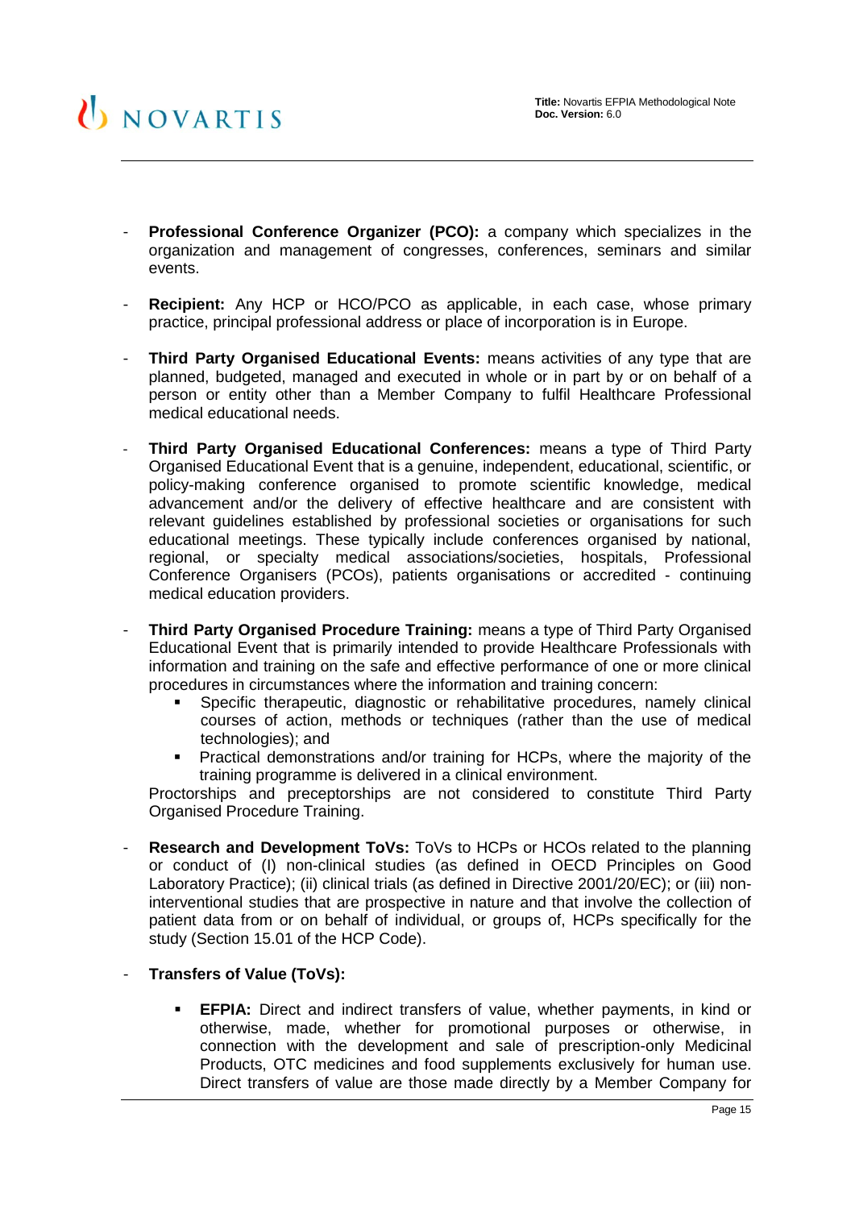- **Professional Conference Organizer (PCO):** a company which specializes in the organization and management of congresses, conferences, seminars and similar events.

- **Recipient:** Any HCP or HCO/PCO as applicable, in each case, whose primary practice, principal professional address or place of incorporation is in Europe.

- **Third Party Organised Educational Events:** means activities of any type that are planned, budgeted, managed and executed in whole or in part by or on behalf of a person or entity other than a Member Company to fulfil Healthcare Professional medical educational needs.

- **Third Party Organised Educational Conferences:** means a type of Third Party Organised Educational Event that is a genuine, independent, educational, scientific, or policy-making conference organised to promote scientific knowledge, medical advancement and/or the delivery of effective healthcare and are consistent with relevant guidelines established by professional societies or organisations for such educational meetings. These typically include conferences organised by national, regional, or specialty medical associations/societies, hospitals, Professional Conference Organisers (PCOs), patients organisations or accredited - continuing medical education providers.

- **Third Party Organised Procedure Training:** means a type of Third Party Organised Educational Event that is primarily intended to provide Healthcare Professionals with information and training on the safe and effective performance of one or more clinical procedures in circumstances where the information and training concern:
  - Specific therapeutic, diagnostic or rehabilitative procedures, namely clinical courses of action, methods or techniques (rather than the use of medical technologies); and
  - Practical demonstrations and/or training for HCPs, where the majority of the training programme is delivered in a clinical environment.

  Proctorships and preceptorships are not considered to constitute Third Party Organised Procedure Training.

- **Research and Development ToVs:** ToVs to HCPs or HCOs related to the planning or conduct of (I) non-clinical studies (as defined in OECD Principles on Good Laboratory Practice); (ii) clinical trials (as defined in Directive 2001/20/EC); or (iii) non-interventional studies that are prospective in nature and that involve the collection of patient data from or on behalf of individual, or groups of, HCPs specifically for the study (Section 15.01 of the HCP Code).

- **Transfers of Value (ToVs):**

  - **EFPIA:** Direct and indirect transfers of value, whether payments, in kind or otherwise, made, whether for promotional purposes or otherwise, in connection with the development and sale of prescription-only Medicinal Products, OTC medicines and food supplements exclusively for human use. Direct transfers of value are those made directly by a Member Company for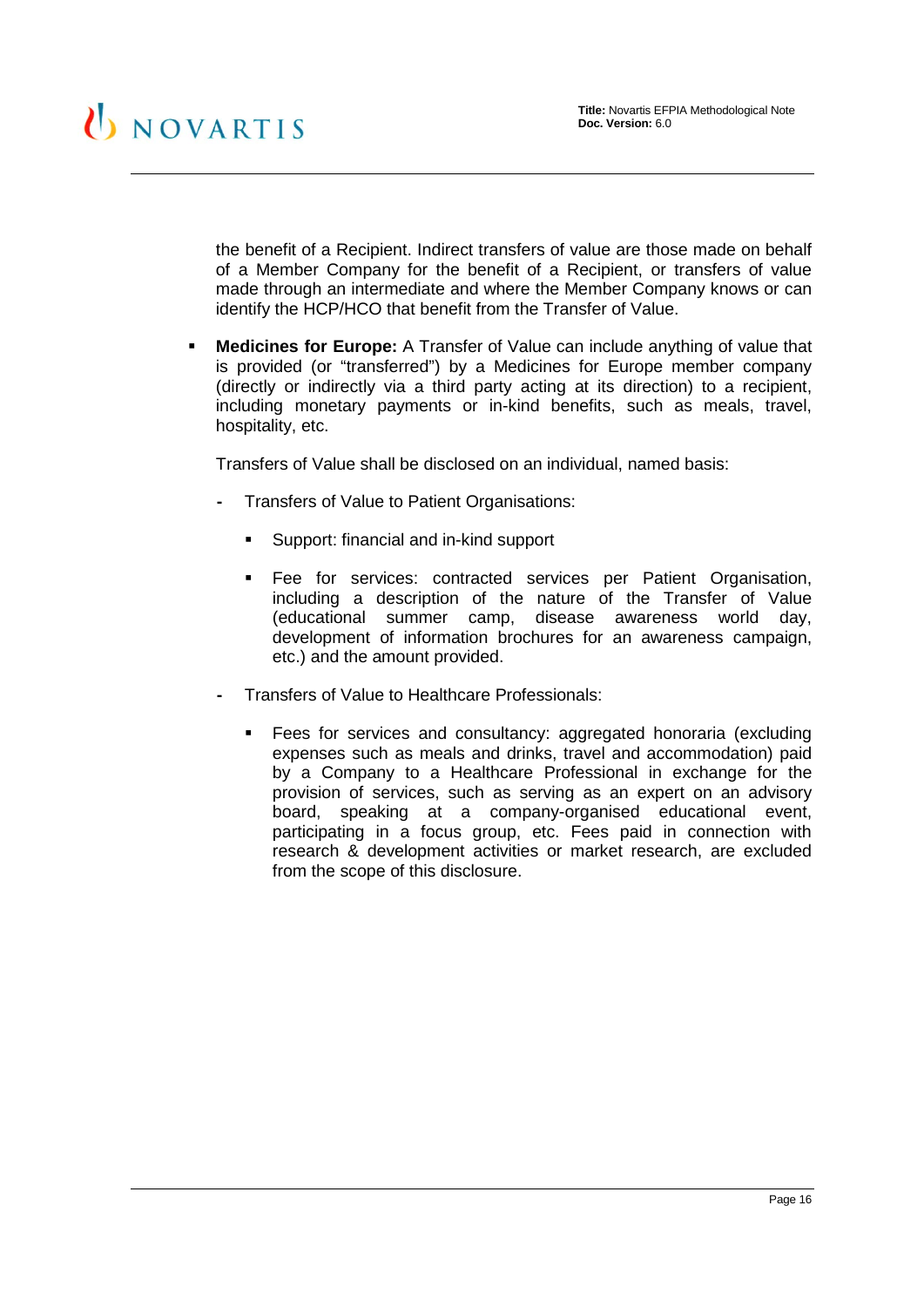the benefit of a Recipient. Indirect transfers of value are those made on behalf of a Member Company for the benefit of a Recipient, or transfers of value made through an intermediate and where the Member Company knows or can identify the HCP/HCO that benefit from the Transfer of Value.

- **Medicines for Europe:** A Transfer of Value can include anything of value that is provided (or "transferred") by a Medicines for Europe member company (directly or indirectly via a third party acting at its direction) to a recipient, including monetary payments or in-kind benefits, such as meals, travel, hospitality, etc.

  Transfers of Value shall be disclosed on an individual, named basis:

  - Transfers of Value to Patient Organisations:

    - Support: financial and in-kind support

    - Fee for services: contracted services per Patient Organisation, including a description of the nature of the Transfer of Value (educational summer camp, disease awareness world day, development of information brochures for an awareness campaign, etc.) and the amount provided.

  - Transfers of Value to Healthcare Professionals:

    - Fees for services and consultancy: aggregated honoraria (excluding expenses such as meals and drinks, travel and accommodation) paid by a Company to a Healthcare Professional in exchange for the provision of services, such as serving as an expert on an advisory board, speaking at a company-organised educational event, participating in a focus group, etc. Fees paid in connection with research & development activities or market research, are excluded from the scope of this disclosure.